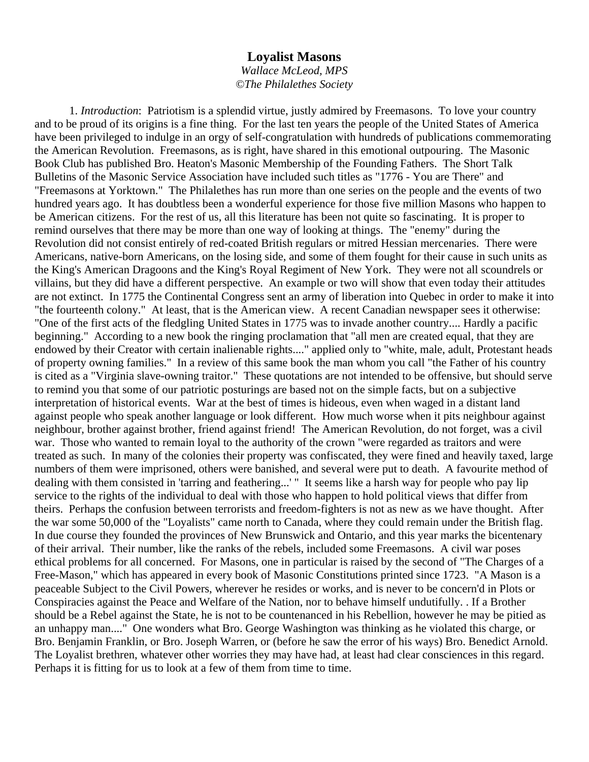# Loyalist Masons

*Wallace McLeod, MPS*
*©The Philalethes Society*

1. *Introduction*: Patriotism is a splendid virtue, justly admired by Freemasons. To love your country and to be proud of its origins is a fine thing. For the last ten years the people of the United States of America have been privileged to indulge in an orgy of self-congratulation with hundreds of publications commemorating the American Revolution. Freemasons, as is right, have shared in this emotional outpouring. The Masonic Book Club has published Bro. Heaton's Masonic Membership of the Founding Fathers. The Short Talk Bulletins of the Masonic Service Association have included such titles as "1776 - You are There" and "Freemasons at Yorktown." The Philalethes has run more than one series on the people and the events of two hundred years ago. It has doubtless been a wonderful experience for those five million Masons who happen to be American citizens. For the rest of us, all this literature has been not quite so fascinating. It is proper to remind ourselves that there may be more than one way of looking at things. The "enemy" during the Revolution did not consist entirely of red-coated British regulars or mitred Hessian mercenaries. There were Americans, native-born Americans, on the losing side, and some of them fought for their cause in such units as the King's American Dragoons and the King's Royal Regiment of New York. They were not all scoundrels or villains, but they did have a different perspective. An example or two will show that even today their attitudes are not extinct. In 1775 the Continental Congress sent an army of liberation into Quebec in order to make it into "the fourteenth colony." At least, that is the American view. A recent Canadian newspaper sees it otherwise: "One of the first acts of the fledgling United States in 1775 was to invade another country.... Hardly a pacific beginning." According to a new book the ringing proclamation that "all men are created equal, that they are endowed by their Creator with certain inalienable rights...." applied only to "white, male, adult, Protestant heads of property owning families." In a review of this same book the man whom you call "the Father of his country is cited as a "Virginia slave-owning traitor." These quotations are not intended to be offensive, but should serve to remind you that some of our patriotic posturings are based not on the simple facts, but on a subjective interpretation of historical events. War at the best of times is hideous, even when waged in a distant land against people who speak another language or look different. How much worse when it pits neighbour against neighbour, brother against brother, friend against friend! The American Revolution, do not forget, was a civil war. Those who wanted to remain loyal to the authority of the crown "were regarded as traitors and were treated as such. In many of the colonies their property was confiscated, they were fined and heavily taxed, large numbers of them were imprisoned, others were banished, and several were put to death. A favourite method of dealing with them consisted in 'tarring and feathering...' " It seems like a harsh way for people who pay lip service to the rights of the individual to deal with those who happen to hold political views that differ from theirs. Perhaps the confusion between terrorists and freedom-fighters is not as new as we have thought. After the war some 50,000 of the "Loyalists" came north to Canada, where they could remain under the British flag. In due course they founded the provinces of New Brunswick and Ontario, and this year marks the bicentenary of their arrival. Their number, like the ranks of the rebels, included some Freemasons. A civil war poses ethical problems for all concerned. For Masons, one in particular is raised by the second of "The Charges of a Free-Mason," which has appeared in every book of Masonic Constitutions printed since 1723. "A Mason is a peaceable Subject to the Civil Powers, wherever he resides or works, and is never to be concern'd in Plots or Conspiracies against the Peace and Welfare of the Nation, nor to behave himself undutifully. . If a Brother should be a Rebel against the State, he is not to be countenanced in his Rebellion, however he may be pitied as an unhappy man...." One wonders what Bro. George Washington was thinking as he violated this charge, or Bro. Benjamin Franklin, or Bro. Joseph Warren, or (before he saw the error of his ways) Bro. Benedict Arnold. The Loyalist brethren, whatever other worries they may have had, at least had clear consciences in this regard. Perhaps it is fitting for us to look at a few of them from time to time.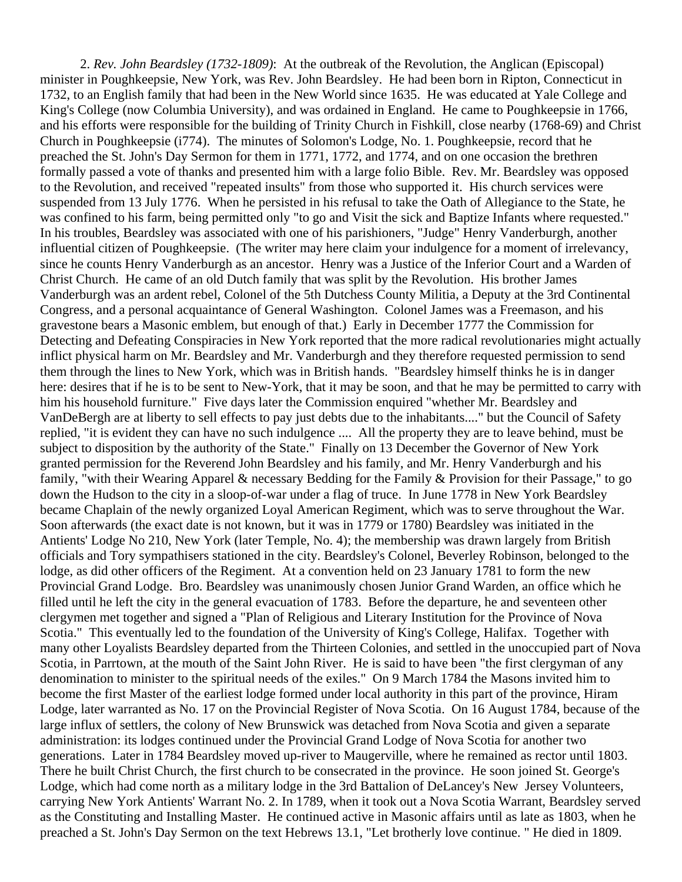2. *Rev. John Beardsley (1732-1809)*: At the outbreak of the Revolution, the Anglican (Episcopal) minister in Poughkeepsie, New York, was Rev. John Beardsley. He had been born in Ripton, Connecticut in 1732, to an English family that had been in the New World since 1635. He was educated at Yale College and King's College (now Columbia University), and was ordained in England. He came to Poughkeepsie in 1766, and his efforts were responsible for the building of Trinity Church in Fishkill, close nearby (1768-69) and Christ Church in Poughkeepsie (i774). The minutes of Solomon's Lodge, No. 1. Poughkeepsie, record that he preached the St. John's Day Sermon for them in 1771, 1772, and 1774, and on one occasion the brethren formally passed a vote of thanks and presented him with a large folio Bible. Rev. Mr. Beardsley was opposed to the Revolution, and received "repeated insults" from those who supported it. His church services were suspended from 13 July 1776. When he persisted in his refusal to take the Oath of Allegiance to the State, he was confined to his farm, being permitted only "to go and Visit the sick and Baptize Infants where requested." In his troubles, Beardsley was associated with one of his parishioners, "Judge" Henry Vanderburgh, another influential citizen of Poughkeepsie. (The writer may here claim your indulgence for a moment of irrelevancy, since he counts Henry Vanderburgh as an ancestor. Henry was a Justice of the Inferior Court and a Warden of Christ Church. He came of an old Dutch family that was split by the Revolution. His brother James Vanderburgh was an ardent rebel, Colonel of the 5th Dutchess County Militia, a Deputy at the 3rd Continental Congress, and a personal acquaintance of General Washington. Colonel James was a Freemason, and his gravestone bears a Masonic emblem, but enough of that.) Early in December 1777 the Commission for Detecting and Defeating Conspiracies in New York reported that the more radical revolutionaries might actually inflict physical harm on Mr. Beardsley and Mr. Vanderburgh and they therefore requested permission to send them through the lines to New York, which was in British hands. "Beardsley himself thinks he is in danger here: desires that if he is to be sent to New-York, that it may be soon, and that he may be permitted to carry with him his household furniture." Five days later the Commission enquired "whether Mr. Beardsley and VanDeBergh are at liberty to sell effects to pay just debts due to the inhabitants...." but the Council of Safety replied, "it is evident they can have no such indulgence .... All the property they are to leave behind, must be subject to disposition by the authority of the State." Finally on 13 December the Governor of New York granted permission for the Reverend John Beardsley and his family, and Mr. Henry Vanderburgh and his family, "with their Wearing Apparel & necessary Bedding for the Family & Provision for their Passage," to go down the Hudson to the city in a sloop-of-war under a flag of truce. In June 1778 in New York Beardsley became Chaplain of the newly organized Loyal American Regiment, which was to serve throughout the War. Soon afterwards (the exact date is not known, but it was in 1779 or 1780) Beardsley was initiated in the Antients' Lodge No 210, New York (later Temple, No. 4); the membership was drawn largely from British officials and Tory sympathisers stationed in the city. Beardsley's Colonel, Beverley Robinson, belonged to the lodge, as did other officers of the Regiment. At a convention held on 23 January 1781 to form the new Provincial Grand Lodge. Bro. Beardsley was unanimously chosen Junior Grand Warden, an office which he filled until he left the city in the general evacuation of 1783. Before the departure, he and seventeen other clergymen met together and signed a "Plan of Religious and Literary Institution for the Province of Nova Scotia." This eventually led to the foundation of the University of King's College, Halifax. Together with many other Loyalists Beardsley departed from the Thirteen Colonies, and settled in the unoccupied part of Nova Scotia, in Parrtown, at the mouth of the Saint John River. He is said to have been "the first clergyman of any denomination to minister to the spiritual needs of the exiles." On 9 March 1784 the Masons invited him to become the first Master of the earliest lodge formed under local authority in this part of the province, Hiram Lodge, later warranted as No. 17 on the Provincial Register of Nova Scotia. On 16 August 1784, because of the large influx of settlers, the colony of New Brunswick was detached from Nova Scotia and given a separate administration: its lodges continued under the Provincial Grand Lodge of Nova Scotia for another two generations. Later in 1784 Beardsley moved up-river to Maugerville, where he remained as rector until 1803. There he built Christ Church, the first church to be consecrated in the province. He soon joined St. George's Lodge, which had come north as a military lodge in the 3rd Battalion of DeLancey's New Jersey Volunteers, carrying New York Antients' Warrant No. 2. In 1789, when it took out a Nova Scotia Warrant, Beardsley served as the Constituting and Installing Master. He continued active in Masonic affairs until as late as 1803, when he preached a St. John's Day Sermon on the text Hebrews 13.1, "Let brotherly love continue. " He died in 1809.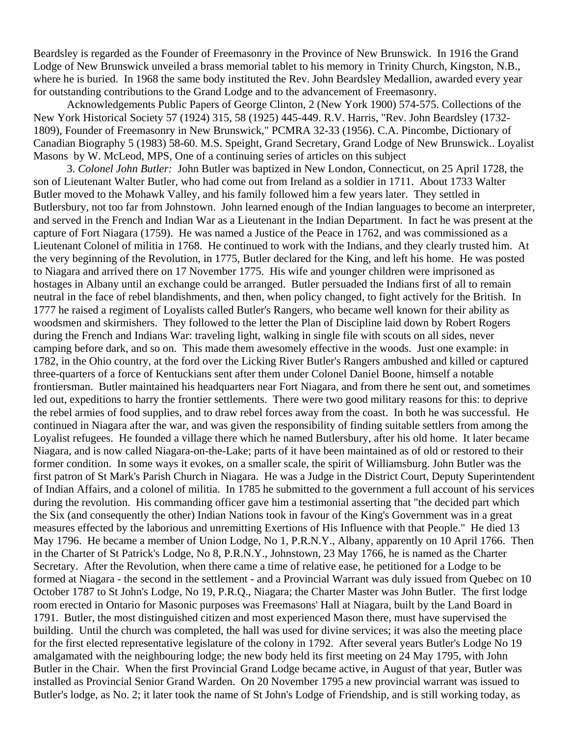Beardsley is regarded as the Founder of Freemasonry in the Province of New Brunswick. In 1916 the Grand Lodge of New Brunswick unveiled a brass memorial tablet to his memory in Trinity Church, Kingston, N.B., where he is buried. In 1968 the same body instituted the Rev. John Beardsley Medallion, awarded every year for outstanding contributions to the Grand Lodge and to the advancement of Freemasonry.

Acknowledgements Public Papers of George Clinton, 2 (New York 1900) 574-575. Collections of the New York Historical Society 57 (1924) 315, 58 (1925) 445-449. R.V. Harris, "Rev. John Beardsley (1732-1809), Founder of Freemasonry in New Brunswick," PCMRA 32-33 (1956). C.A. Pincombe, Dictionary of Canadian Biography 5 (1983) 58-60. M.S. Speight, Grand Secretary, Grand Lodge of New Brunswick.. Loyalist Masons by W. McLeod, MPS, One of a continuing series of articles on this subject

3. *Colonel John Butler:* John Butler was baptized in New London, Connecticut, on 25 April 1728, the son of Lieutenant Walter Butler, who had come out from Ireland as a soldier in 1711. About 1733 Walter Butler moved to the Mohawk Valley, and his family followed him a few years later. They settled in Butlersbury, not too far from Johnstown. John learned enough of the Indian languages to become an interpreter, and served in the French and Indian War as a Lieutenant in the Indian Department. In fact he was present at the capture of Fort Niagara (1759). He was named a Justice of the Peace in 1762, and was commissioned as a Lieutenant Colonel of militia in 1768. He continued to work with the Indians, and they clearly trusted him. At the very beginning of the Revolution, in 1775, Butler declared for the King, and left his home. He was posted to Niagara and arrived there on 17 November 1775. His wife and younger children were imprisoned as hostages in Albany until an exchange could be arranged. Butler persuaded the Indians first of all to remain neutral in the face of rebel blandishments, and then, when policy changed, to fight actively for the British. In 1777 he raised a regiment of Loyalists called Butler's Rangers, who became well known for their ability as woodsmen and skirmishers. They followed to the letter the Plan of Discipline laid down by Robert Rogers during the French and Indians War: traveling light, walking in single file with scouts on all sides, never camping before dark, and so on. This made them awesomely effective in the woods. Just one example: in 1782, in the Ohio country, at the ford over the Licking River Butler's Rangers ambushed and killed or captured three-quarters of a force of Kentuckians sent after them under Colonel Daniel Boone, himself a notable frontiersman. Butler maintained his headquarters near Fort Niagara, and from there he sent out, and sometimes led out, expeditions to harry the frontier settlements. There were two good military reasons for this: to deprive the rebel armies of food supplies, and to draw rebel forces away from the coast. In both he was successful. He continued in Niagara after the war, and was given the responsibility of finding suitable settlers from among the Loyalist refugees. He founded a village there which he named Butlersbury, after his old home. It later became Niagara, and is now called Niagara-on-the-Lake; parts of it have been maintained as of old or restored to their former condition. In some ways it evokes, on a smaller scale, the spirit of Williamsburg. John Butler was the first patron of St Mark's Parish Church in Niagara. He was a Judge in the District Court, Deputy Superintendent of Indian Affairs, and a colonel of militia. In 1785 he submitted to the government a full account of his services during the revolution. His commanding officer gave him a testimonial asserting that "the decided part which the Six (and consequently the other) Indian Nations took in favour of the King's Government was in a great measures effected by the laborious and unremitting Exertions of His Influence with that People." He died 13 May 1796. He became a member of Union Lodge, No 1, P.R.N.Y., Albany, apparently on 10 April 1766. Then in the Charter of St Patrick's Lodge, No 8, P.R.N.Y., Johnstown, 23 May 1766, he is named as the Charter Secretary. After the Revolution, when there came a time of relative ease, he petitioned for a Lodge to be formed at Niagara - the second in the settlement - and a Provincial Warrant was duly issued from Quebec on 10 October 1787 to St John's Lodge, No 19, P.R.Q., Niagara; the Charter Master was John Butler. The first lodge room erected in Ontario for Masonic purposes was Freemasons' Hall at Niagara, built by the Land Board in 1791. Butler, the most distinguished citizen and most experienced Mason there, must have supervised the building. Until the church was completed, the hall was used for divine services; it was also the meeting place for the first elected representative legislature of the colony in 1792. After several years Butler's Lodge No 19 amalgamated with the neighbouring lodge; the new body held its first meeting on 24 May 1795, with John Butler in the Chair. When the first Provincial Grand Lodge became active, in August of that year, Butler was installed as Provincial Senior Grand Warden. On 20 November 1795 a new provincial warrant was issued to Butler's lodge, as No. 2; it later took the name of St John's Lodge of Friendship, and is still working today, as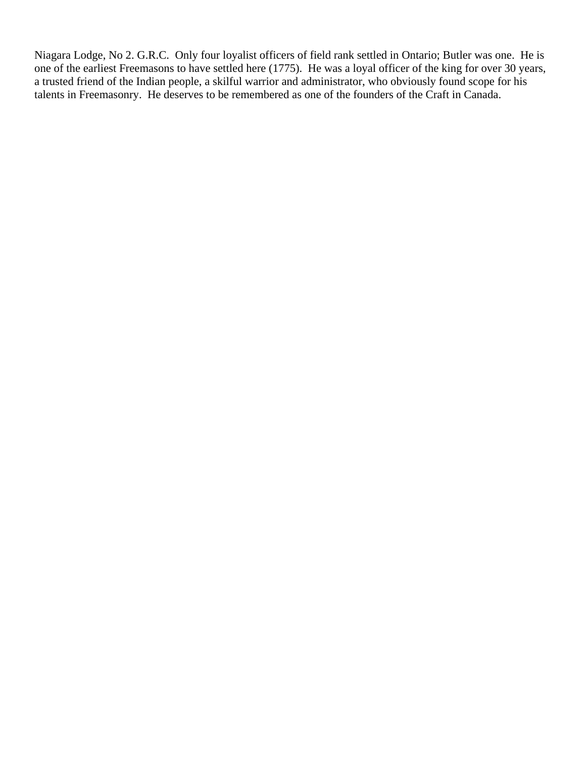Niagara Lodge, No 2. G.R.C. Only four loyalist officers of field rank settled in Ontario; Butler was one. He is one of the earliest Freemasons to have settled here (1775). He was a loyal officer of the king for over 30 years, a trusted friend of the Indian people, a skilful warrior and administrator, who obviously found scope for his talents in Freemasonry. He deserves to be remembered as one of the founders of the Craft in Canada.